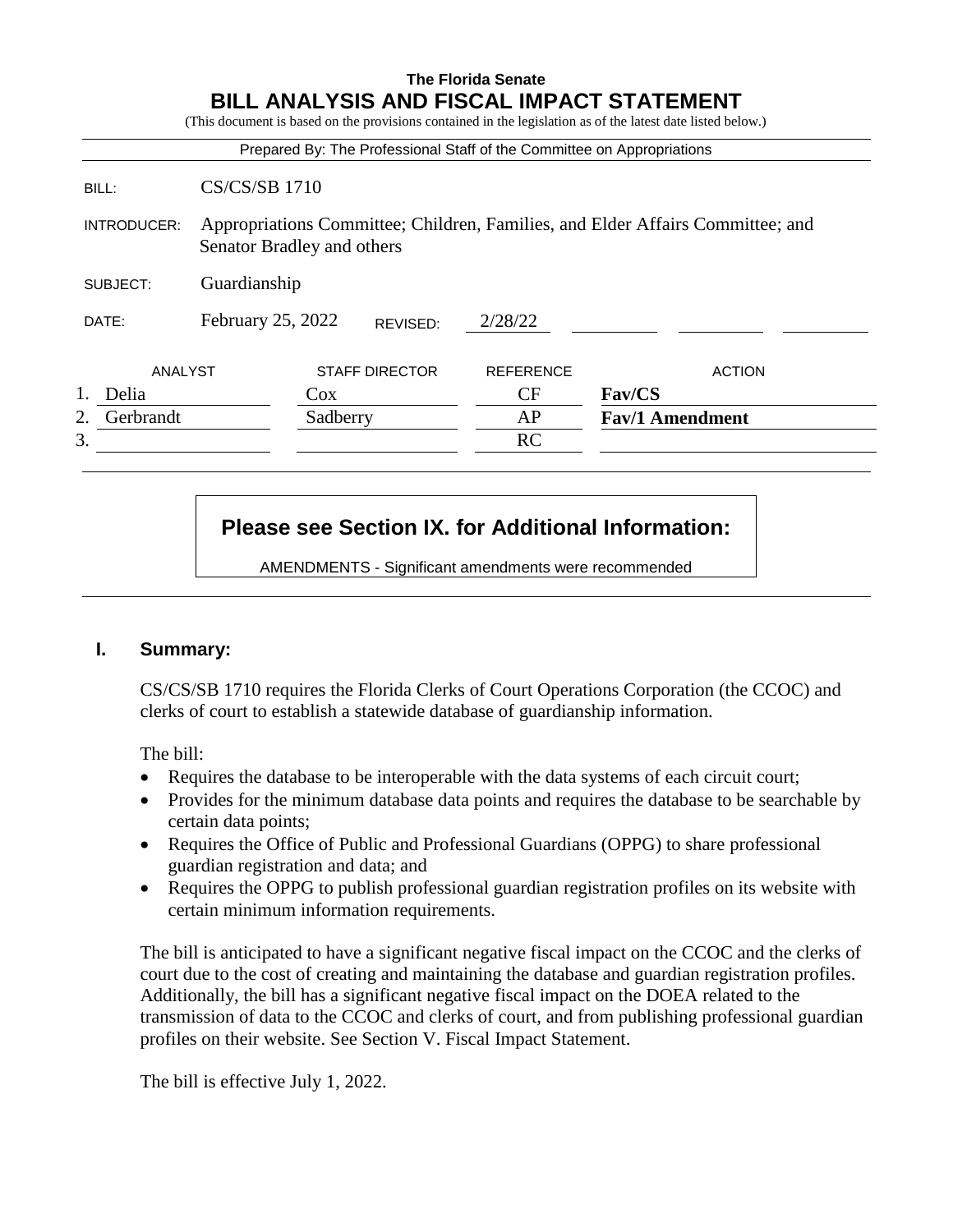**The Florida Senate**

# BILL ANALYSIS AND FISCAL IMPACT STATEMENT

(This document is based on the provisions contained in the legislation as of the latest date listed below.)

Prepared By: The Professional Staff of the Committee on Appropriations

| | |
|---|---|
| BILL: | CS/CS/SB 1710 |
| INTRODUCER: | Appropriations Committee; Children, Families, and Elder Affairs Committee; and Senator Bradley and others |
| SUBJECT: | Guardianship |
| DATE: | February 25, 2022 REVISED: 2/28/22 |

| | ANALYST | STAFF DIRECTOR | REFERENCE | ACTION |
|---|---|---|---|---|
| 1. | Delia | Cox | CF | **Fav/CS** |
| 2. | Gerbrandt | Sadberry | AP | **Fav/1 Amendment** |
| 3. | | | RC | |

**Please see Section IX. for Additional Information:**

AMENDMENTS - Significant amendments were recommended

## I. Summary:

CS/CS/SB 1710 requires the Florida Clerks of Court Operations Corporation (the CCOC) and clerks of court to establish a statewide database of guardianship information.

The bill:

- Requires the database to be interoperable with the data systems of each circuit court;
- Provides for the minimum database data points and requires the database to be searchable by certain data points;
- Requires the Office of Public and Professional Guardians (OPPG) to share professional guardian registration and data; and
- Requires the OPPG to publish professional guardian registration profiles on its website with certain minimum information requirements.

The bill is anticipated to have a significant negative fiscal impact on the CCOC and the clerks of court due to the cost of creating and maintaining the database and guardian registration profiles. Additionally, the bill has a significant negative fiscal impact on the DOEA related to the transmission of data to the CCOC and clerks of court, and from publishing professional guardian profiles on their website. See Section V. Fiscal Impact Statement.

The bill is effective July 1, 2022.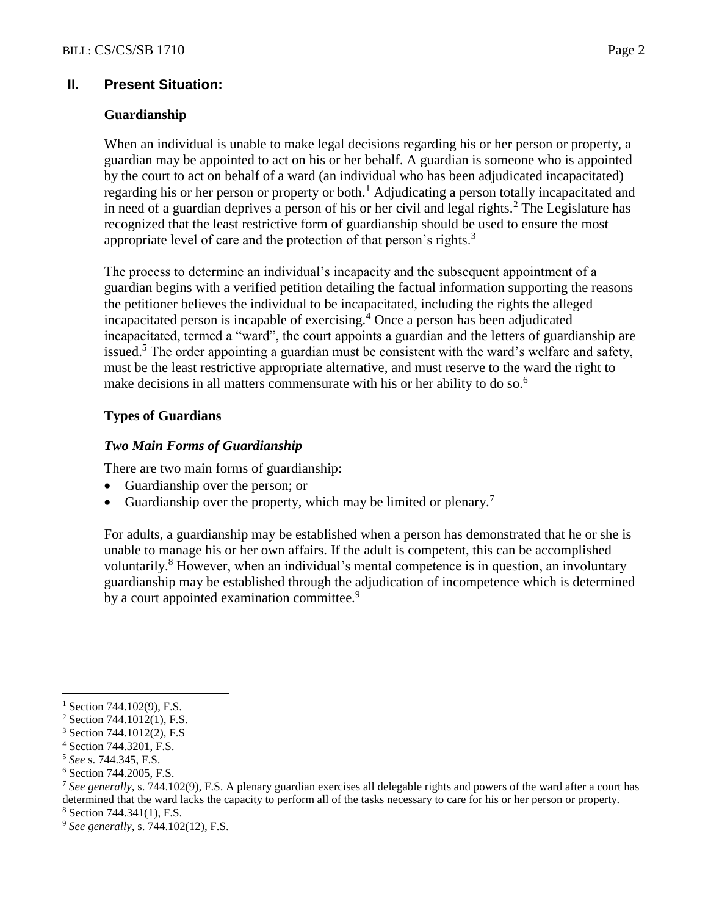## II. Present Situation:

### Guardianship

When an individual is unable to make legal decisions regarding his or her person or property, a guardian may be appointed to act on his or her behalf. A guardian is someone who is appointed by the court to act on behalf of a ward (an individual who has been adjudicated incapacitated) regarding his or her person or property or both.[1] Adjudicating a person totally incapacitated and in need of a guardian deprives a person of his or her civil and legal rights.[2] The Legislature has recognized that the least restrictive form of guardianship should be used to ensure the most appropriate level of care and the protection of that person's rights.[3]

The process to determine an individual's incapacity and the subsequent appointment of a guardian begins with a verified petition detailing the factual information supporting the reasons the petitioner believes the individual to be incapacitated, including the rights the alleged incapacitated person is incapable of exercising.[4] Once a person has been adjudicated incapacitated, termed a "ward", the court appoints a guardian and the letters of guardianship are issued.[5] The order appointing a guardian must be consistent with the ward's welfare and safety, must be the least restrictive appropriate alternative, and must reserve to the ward the right to make decisions in all matters commensurate with his or her ability to do so.[6]

### Types of Guardians

#### *Two Main Forms of Guardianship*

There are two main forms of guardianship:

- Guardianship over the person; or
- Guardianship over the property, which may be limited or plenary.[7]

For adults, a guardianship may be established when a person has demonstrated that he or she is unable to manage his or her own affairs. If the adult is competent, this can be accomplished voluntarily.[8] However, when an individual's mental competence is in question, an involuntary guardianship may be established through the adjudication of incompetence which is determined by a court appointed examination committee.[9]

---

[1] Section 744.102(9), F.S.

[2] Section 744.1012(1), F.S.

[3] Section 744.1012(2), F.S

[4] Section 744.3201, F.S.

[5] *See* s. 744.345, F.S.

[6] Section 744.2005, F.S.

[7] *See generally*, s. 744.102(9), F.S. A plenary guardian exercises all delegable rights and powers of the ward after a court has determined that the ward lacks the capacity to perform all of the tasks necessary to care for his or her person or property.

[8] Section 744.341(1), F.S.

[9] *See generally*, s. 744.102(12), F.S.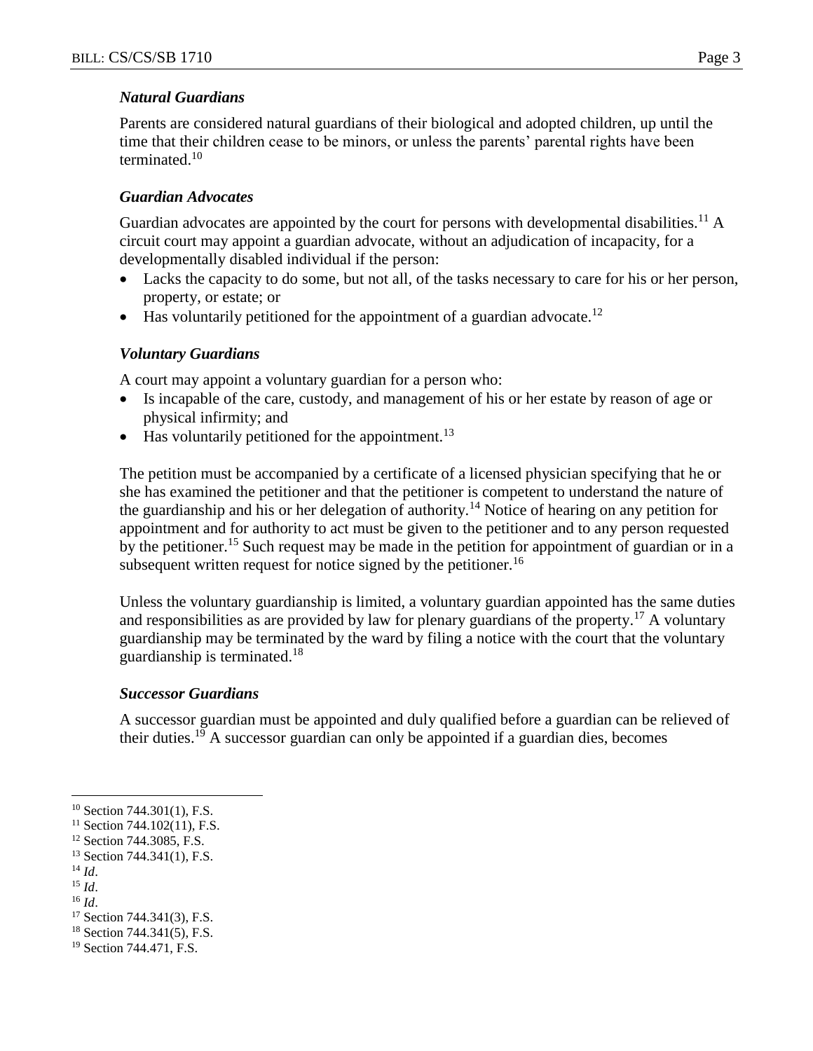### *Natural Guardians*

Parents are considered natural guardians of their biological and adopted children, up until the time that their children cease to be minors, or unless the parents' parental rights have been terminated.[10]

### *Guardian Advocates*

Guardian advocates are appointed by the court for persons with developmental disabilities.[11] A circuit court may appoint a guardian advocate, without an adjudication of incapacity, for a developmentally disabled individual if the person:

- Lacks the capacity to do some, but not all, of the tasks necessary to care for his or her person, property, or estate; or
- Has voluntarily petitioned for the appointment of a guardian advocate.[12]

### *Voluntary Guardians*

A court may appoint a voluntary guardian for a person who:

- Is incapable of the care, custody, and management of his or her estate by reason of age or physical infirmity; and
- Has voluntarily petitioned for the appointment.[13]

The petition must be accompanied by a certificate of a licensed physician specifying that he or she has examined the petitioner and that the petitioner is competent to understand the nature of the guardianship and his or her delegation of authority.[14] Notice of hearing on any petition for appointment and for authority to act must be given to the petitioner and to any person requested by the petitioner.[15] Such request may be made in the petition for appointment of guardian or in a subsequent written request for notice signed by the petitioner.[16]

Unless the voluntary guardianship is limited, a voluntary guardian appointed has the same duties and responsibilities as are provided by law for plenary guardians of the property.[17] A voluntary guardianship may be terminated by the ward by filing a notice with the court that the voluntary guardianship is terminated.[18]

### *Successor Guardians*

A successor guardian must be appointed and duly qualified before a guardian can be relieved of their duties.[19] A successor guardian can only be appointed if a guardian dies, becomes

---

[10] Section 744.301(1), F.S.
[11] Section 744.102(11), F.S.
[12] Section 744.3085, F.S.
[13] Section 744.341(1), F.S.
[14] *Id*.
[15] *Id*.
[16] *Id*.
[17] Section 744.341(3), F.S.
[18] Section 744.341(5), F.S.
[19] Section 744.471, F.S.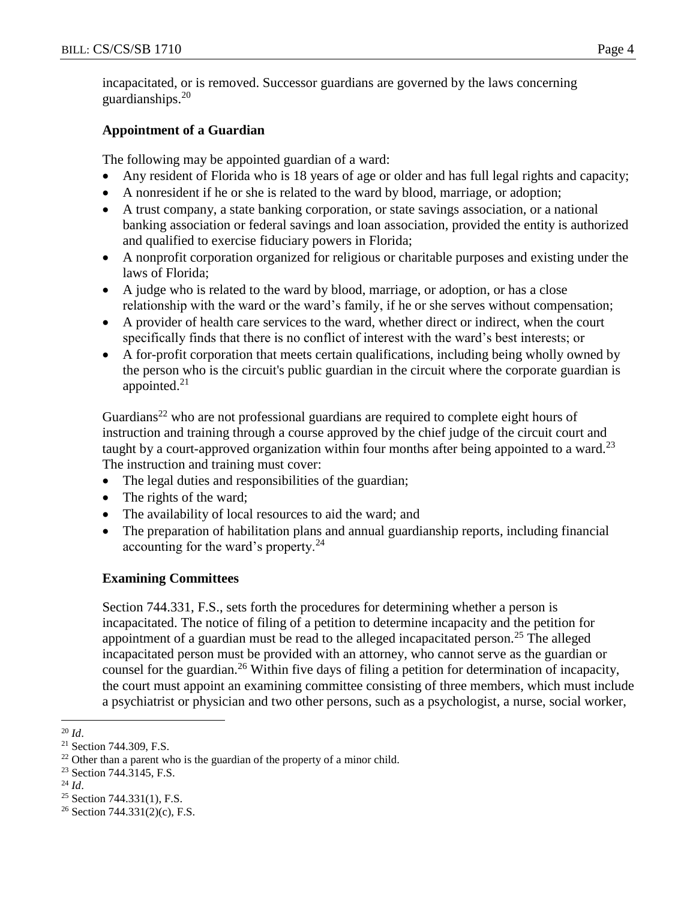incapacitated, or is removed. Successor guardians are governed by the laws concerning guardianships.[20]

**Appointment of a Guardian**

The following may be appointed guardian of a ward:

- Any resident of Florida who is 18 years of age or older and has full legal rights and capacity;
- A nonresident if he or she is related to the ward by blood, marriage, or adoption;
- A trust company, a state banking corporation, or state savings association, or a national banking association or federal savings and loan association, provided the entity is authorized and qualified to exercise fiduciary powers in Florida;
- A nonprofit corporation organized for religious or charitable purposes and existing under the laws of Florida;
- A judge who is related to the ward by blood, marriage, or adoption, or has a close relationship with the ward or the ward's family, if he or she serves without compensation;
- A provider of health care services to the ward, whether direct or indirect, when the court specifically finds that there is no conflict of interest with the ward's best interests; or
- A for-profit corporation that meets certain qualifications, including being wholly owned by the person who is the circuit's public guardian in the circuit where the corporate guardian is appointed.[21]

Guardians[22] who are not professional guardians are required to complete eight hours of instruction and training through a course approved by the chief judge of the circuit court and taught by a court-approved organization within four months after being appointed to a ward.[23] The instruction and training must cover:

- The legal duties and responsibilities of the guardian;
- The rights of the ward;
- The availability of local resources to aid the ward; and
- The preparation of habilitation plans and annual guardianship reports, including financial accounting for the ward's property.[24]

**Examining Committees**

Section 744.331, F.S., sets forth the procedures for determining whether a person is incapacitated. The notice of filing of a petition to determine incapacity and the petition for appointment of a guardian must be read to the alleged incapacitated person.[25] The alleged incapacitated person must be provided with an attorney, who cannot serve as the guardian or counsel for the guardian.[26] Within five days of filing a petition for determination of incapacity, the court must appoint an examining committee consisting of three members, which must include a psychiatrist or physician and two other persons, such as a psychologist, a nurse, social worker,

---

[20] *Id*.

[21] Section 744.309, F.S.

[22] Other than a parent who is the guardian of the property of a minor child.

[23] Section 744.3145, F.S.

[24] *Id*.

[25] Section 744.331(1), F.S.

[26] Section 744.331(2)(c), F.S.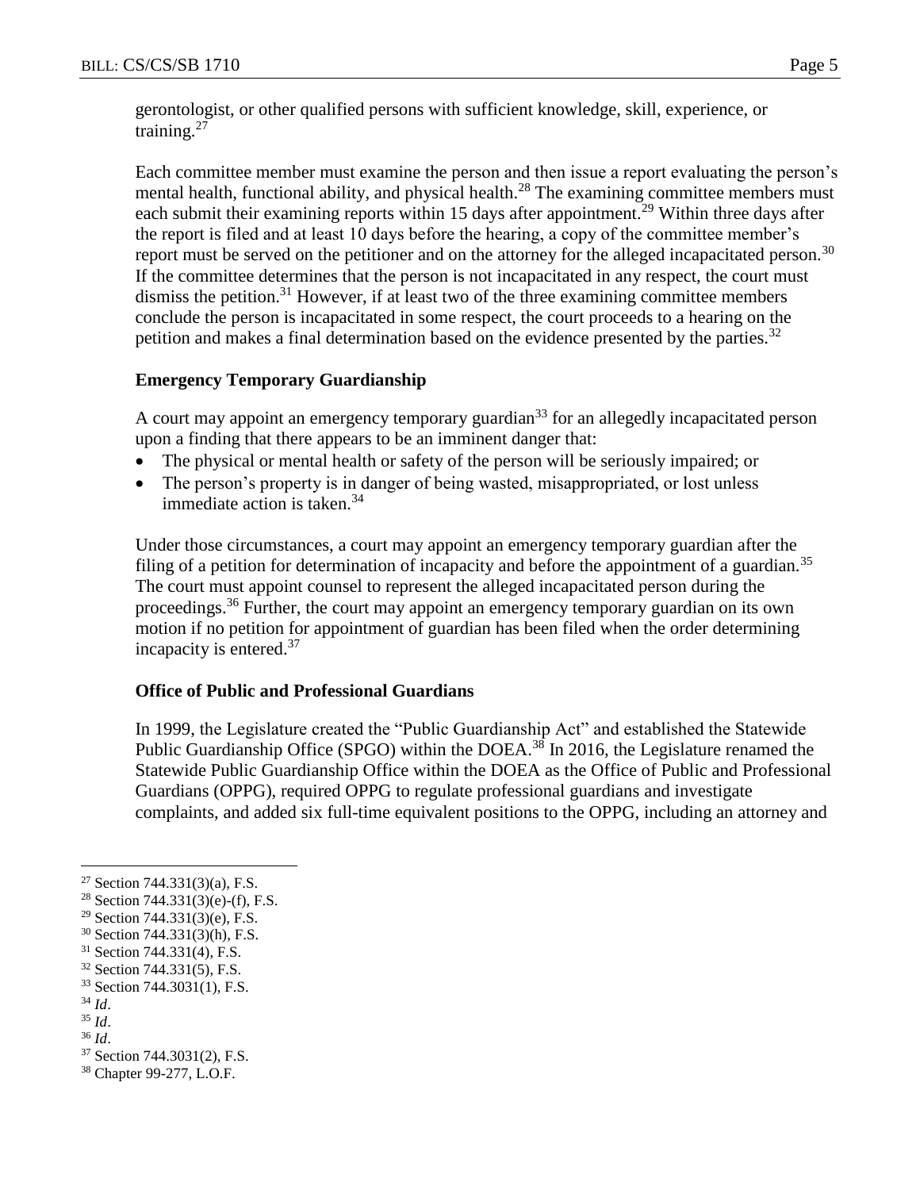gerontologist, or other qualified persons with sufficient knowledge, skill, experience, or training.[27]

Each committee member must examine the person and then issue a report evaluating the person's mental health, functional ability, and physical health.[28] The examining committee members must each submit their examining reports within 15 days after appointment.[29] Within three days after the report is filed and at least 10 days before the hearing, a copy of the committee member's report must be served on the petitioner and on the attorney for the alleged incapacitated person.[30] If the committee determines that the person is not incapacitated in any respect, the court must dismiss the petition.[31] However, if at least two of the three examining committee members conclude the person is incapacitated in some respect, the court proceeds to a hearing on the petition and makes a final determination based on the evidence presented by the parties.[32]

### Emergency Temporary Guardianship

A court may appoint an emergency temporary guardian[33] for an allegedly incapacitated person upon a finding that there appears to be an imminent danger that:

- The physical or mental health or safety of the person will be seriously impaired; or
- The person's property is in danger of being wasted, misappropriated, or lost unless immediate action is taken.[34]

Under those circumstances, a court may appoint an emergency temporary guardian after the filing of a petition for determination of incapacity and before the appointment of a guardian.[35] The court must appoint counsel to represent the alleged incapacitated person during the proceedings.[36] Further, the court may appoint an emergency temporary guardian on its own motion if no petition for appointment of guardian has been filed when the order determining incapacity is entered.[37]

### Office of Public and Professional Guardians

In 1999, the Legislature created the "Public Guardianship Act" and established the Statewide Public Guardianship Office (SPGO) within the DOEA.[38] In 2016, the Legislature renamed the Statewide Public Guardianship Office within the DOEA as the Office of Public and Professional Guardians (OPPG), required OPPG to regulate professional guardians and investigate complaints, and added six full-time equivalent positions to the OPPG, including an attorney and

---

[27] Section 744.331(3)(a), F.S.
[28] Section 744.331(3)(e)-(f), F.S.
[29] Section 744.331(3)(e), F.S.
[30] Section 744.331(3)(h), F.S.
[31] Section 744.331(4), F.S.
[32] Section 744.331(5), F.S.
[33] Section 744.3031(1), F.S.
[34] *Id*.
[35] *Id*.
[36] *Id*.
[37] Section 744.3031(2), F.S.
[38] Chapter 99-277, L.O.F.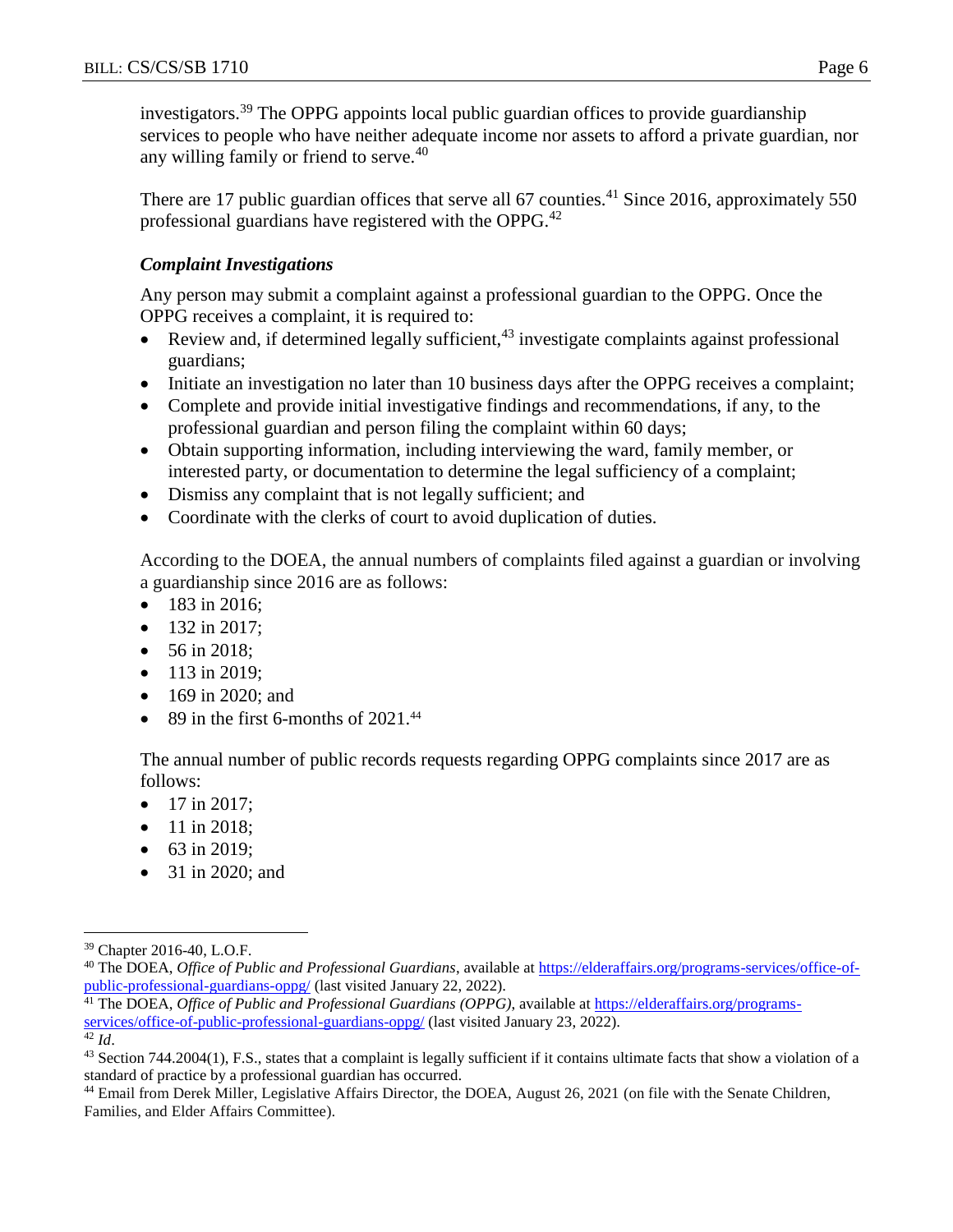investigators.[39] The OPPG appoints local public guardian offices to provide guardianship services to people who have neither adequate income nor assets to afford a private guardian, nor any willing family or friend to serve.[40]

There are 17 public guardian offices that serve all 67 counties.[41] Since 2016, approximately 550 professional guardians have registered with the OPPG.[42]

### *Complaint Investigations*

Any person may submit a complaint against a professional guardian to the OPPG. Once the OPPG receives a complaint, it is required to:

- Review and, if determined legally sufficient,[43] investigate complaints against professional guardians;
- Initiate an investigation no later than 10 business days after the OPPG receives a complaint;
- Complete and provide initial investigative findings and recommendations, if any, to the professional guardian and person filing the complaint within 60 days;
- Obtain supporting information, including interviewing the ward, family member, or interested party, or documentation to determine the legal sufficiency of a complaint;
- Dismiss any complaint that is not legally sufficient; and
- Coordinate with the clerks of court to avoid duplication of duties.

According to the DOEA, the annual numbers of complaints filed against a guardian or involving a guardianship since 2016 are as follows:

- 183 in 2016;
- 132 in 2017;
- 56 in 2018;
- 113 in 2019;
- 169 in 2020; and
- 89 in the first 6-months of 2021.[44]

The annual number of public records requests regarding OPPG complaints since 2017 are as follows:

- 17 in 2017;
- 11 in 2018;
- 63 in 2019;
- 31 in 2020; and

---

[39] Chapter 2016-40, L.O.F.

[40] The DOEA, *Office of Public and Professional Guardians*, available at https://elderaffairs.org/programs-services/office-of-public-professional-guardians-oppg/ (last visited January 22, 2022).

[41] The DOEA, *Office of Public and Professional Guardians (OPPG)*, available at https://elderaffairs.org/programs-services/office-of-public-professional-guardians-oppg/ (last visited January 23, 2022).

[42] *Id*.

[43] Section 744.2004(1), F.S., states that a complaint is legally sufficient if it contains ultimate facts that show a violation of a standard of practice by a professional guardian has occurred.

[44] Email from Derek Miller, Legislative Affairs Director, the DOEA, August 26, 2021 (on file with the Senate Children, Families, and Elder Affairs Committee).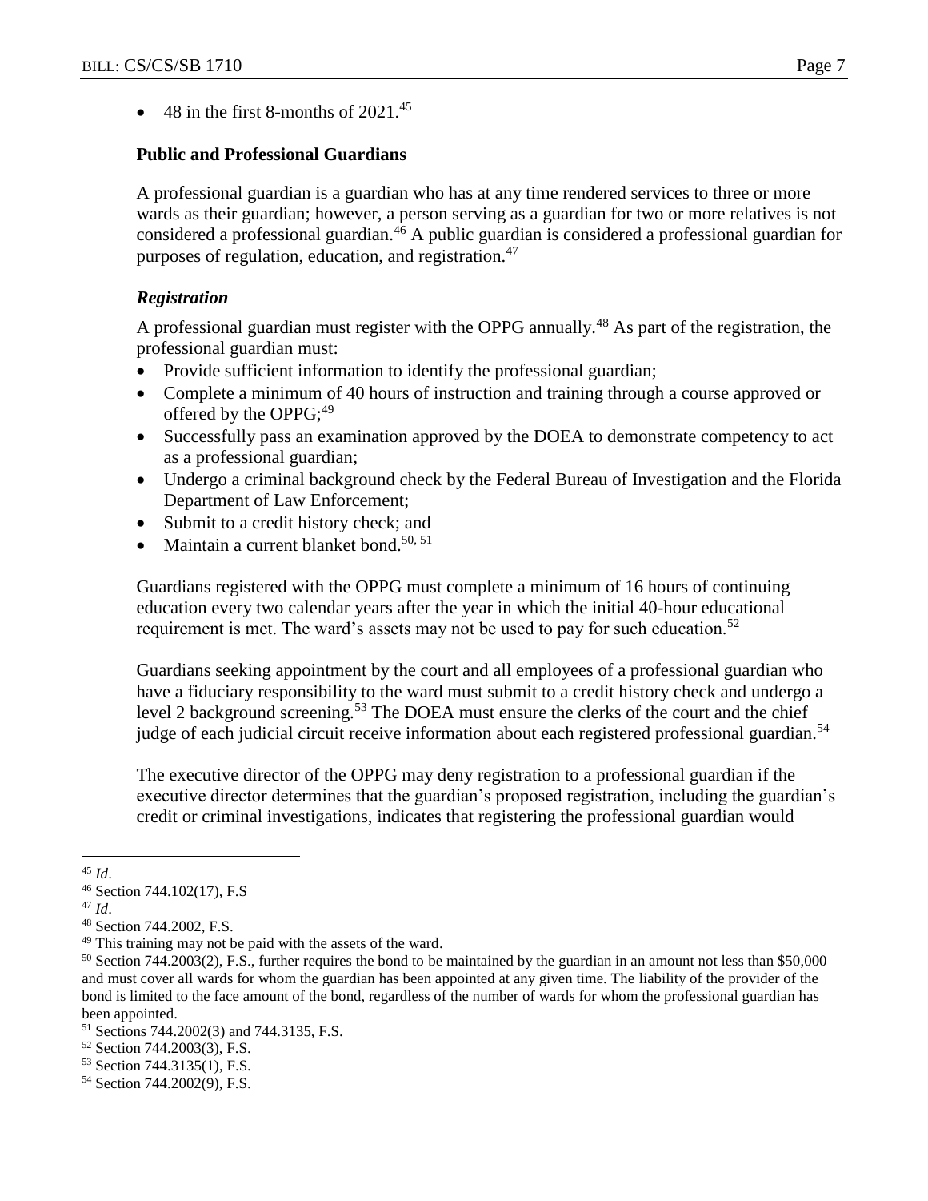- 48 in the first 8-months of 2021.[45]

**Public and Professional Guardians**

A professional guardian is a guardian who has at any time rendered services to three or more wards as their guardian; however, a person serving as a guardian for two or more relatives is not considered a professional guardian.[46] A public guardian is considered a professional guardian for purposes of regulation, education, and registration.[47]

***Registration***

A professional guardian must register with the OPPG annually.[48] As part of the registration, the professional guardian must:

- Provide sufficient information to identify the professional guardian;
- Complete a minimum of 40 hours of instruction and training through a course approved or offered by the OPPG;[49]
- Successfully pass an examination approved by the DOEA to demonstrate competency to act as a professional guardian;
- Undergo a criminal background check by the Federal Bureau of Investigation and the Florida Department of Law Enforcement;
- Submit to a credit history check; and
- Maintain a current blanket bond.[50, 51]

Guardians registered with the OPPG must complete a minimum of 16 hours of continuing education every two calendar years after the year in which the initial 40-hour educational requirement is met. The ward's assets may not be used to pay for such education.[52]

Guardians seeking appointment by the court and all employees of a professional guardian who have a fiduciary responsibility to the ward must submit to a credit history check and undergo a level 2 background screening.[53] The DOEA must ensure the clerks of the court and the chief judge of each judicial circuit receive information about each registered professional guardian.[54]

The executive director of the OPPG may deny registration to a professional guardian if the executive director determines that the guardian's proposed registration, including the guardian's credit or criminal investigations, indicates that registering the professional guardian would

---

[45] *Id*.
[46] Section 744.102(17), F.S
[47] *Id*.
[48] Section 744.2002, F.S.
[49] This training may not be paid with the assets of the ward.
[50] Section 744.2003(2), F.S., further requires the bond to be maintained by the guardian in an amount not less than $50,000 and must cover all wards for whom the guardian has been appointed at any given time. The liability of the provider of the bond is limited to the face amount of the bond, regardless of the number of wards for whom the professional guardian has been appointed.
[51] Sections 744.2002(3) and 744.3135, F.S.
[52] Section 744.2003(3), F.S.
[53] Section 744.3135(1), F.S.
[54] Section 744.2002(9), F.S.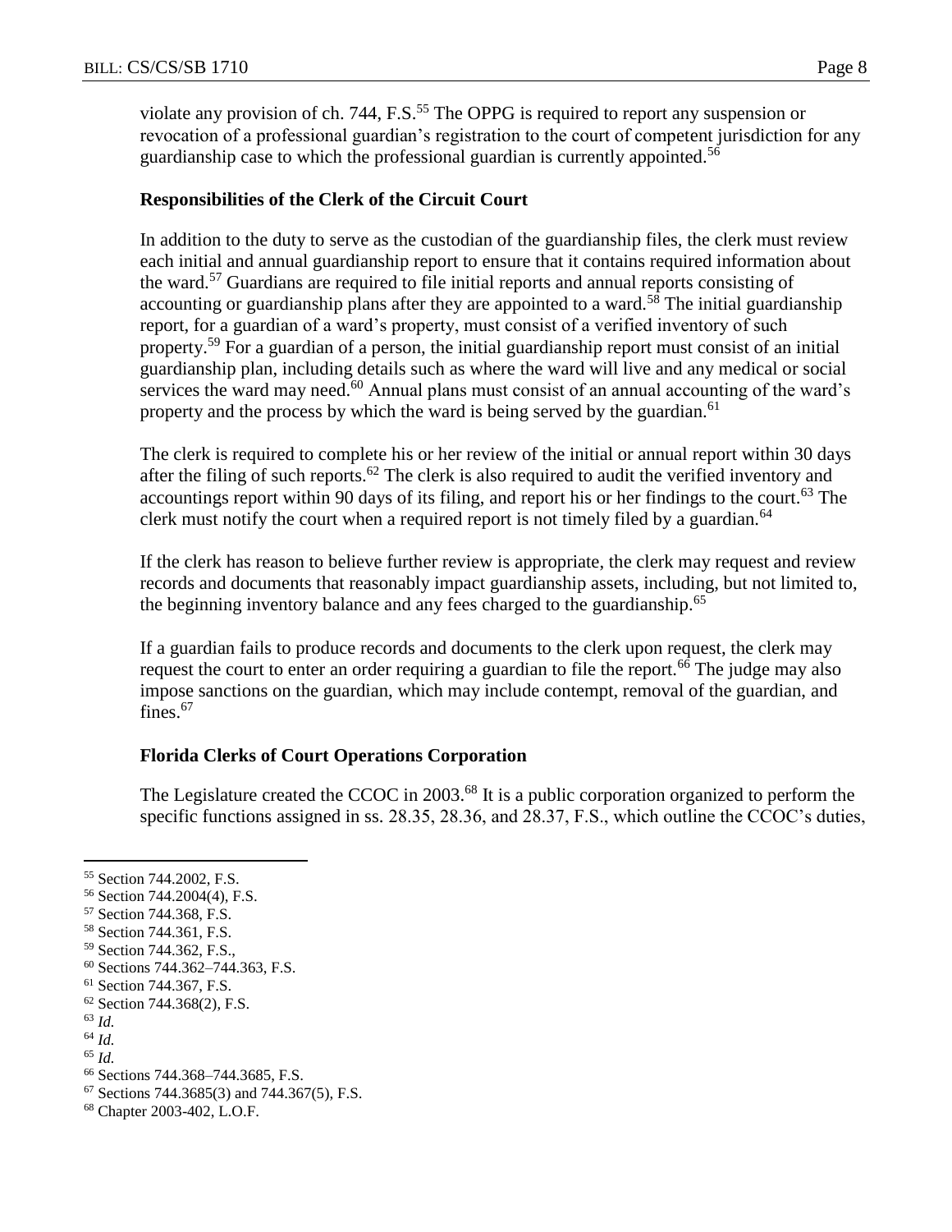violate any provision of ch. 744, F.S.[55] The OPPG is required to report any suspension or revocation of a professional guardian's registration to the court of competent jurisdiction for any guardianship case to which the professional guardian is currently appointed.[56]

**Responsibilities of the Clerk of the Circuit Court**

In addition to the duty to serve as the custodian of the guardianship files, the clerk must review each initial and annual guardianship report to ensure that it contains required information about the ward.[57] Guardians are required to file initial reports and annual reports consisting of accounting or guardianship plans after they are appointed to a ward.[58] The initial guardianship report, for a guardian of a ward's property, must consist of a verified inventory of such property.[59] For a guardian of a person, the initial guardianship report must consist of an initial guardianship plan, including details such as where the ward will live and any medical or social services the ward may need.[60] Annual plans must consist of an annual accounting of the ward's property and the process by which the ward is being served by the guardian.[61]

The clerk is required to complete his or her review of the initial or annual report within 30 days after the filing of such reports.[62] The clerk is also required to audit the verified inventory and accountings report within 90 days of its filing, and report his or her findings to the court.[63] The clerk must notify the court when a required report is not timely filed by a guardian.[64]

If the clerk has reason to believe further review is appropriate, the clerk may request and review records and documents that reasonably impact guardianship assets, including, but not limited to, the beginning inventory balance and any fees charged to the guardianship.[65]

If a guardian fails to produce records and documents to the clerk upon request, the clerk may request the court to enter an order requiring a guardian to file the report.[66] The judge may also impose sanctions on the guardian, which may include contempt, removal of the guardian, and fines.[67]

**Florida Clerks of Court Operations Corporation**

The Legislature created the CCOC in 2003.[68] It is a public corporation organized to perform the specific functions assigned in ss. 28.35, 28.36, and 28.37, F.S., which outline the CCOC's duties,

---

[55] Section 744.2002, F.S.
[56] Section 744.2004(4), F.S.
[57] Section 744.368, F.S.
[58] Section 744.361, F.S.
[59] Section 744.362, F.S.,
[60] Sections 744.362–744.363, F.S.
[61] Section 744.367, F.S.
[62] Section 744.368(2), F.S.
[63] *Id.*
[64] *Id.*
[65] *Id.*
[66] Sections 744.368–744.3685, F.S.
[67] Sections 744.3685(3) and 744.367(5), F.S.
[68] Chapter 2003-402, L.O.F.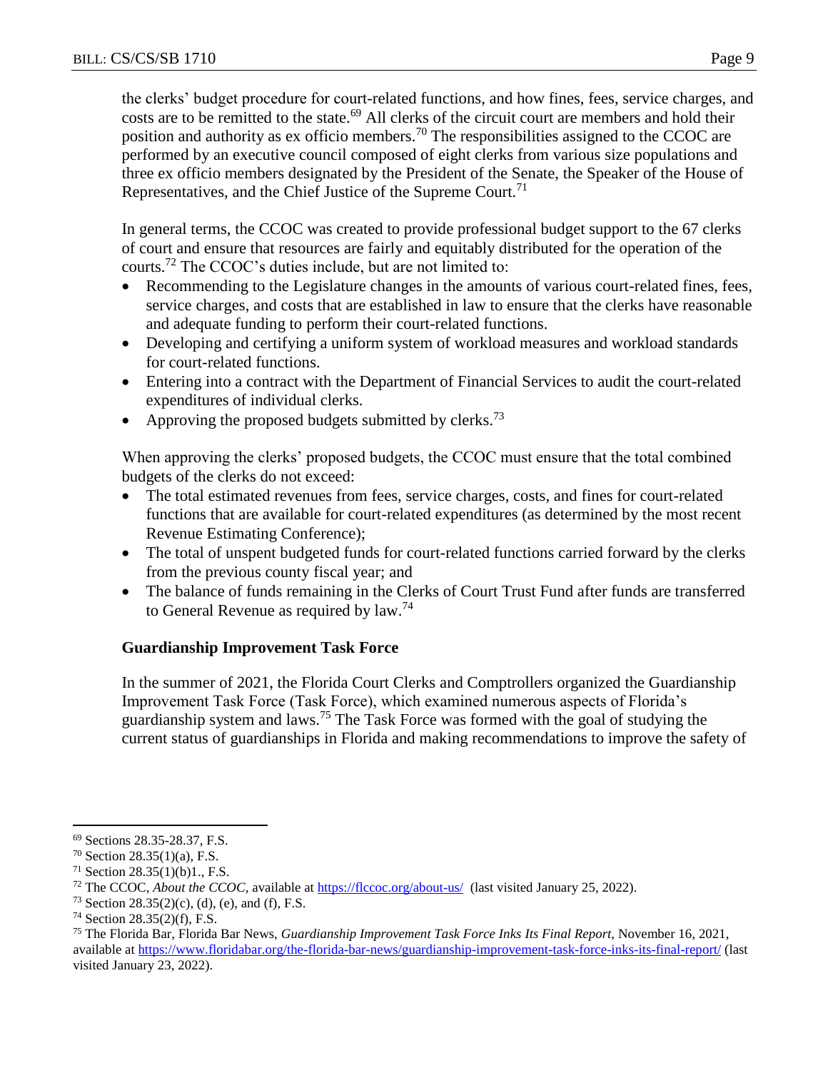the clerks' budget procedure for court-related functions, and how fines, fees, service charges, and costs are to be remitted to the state.[69] All clerks of the circuit court are members and hold their position and authority as ex officio members.[70] The responsibilities assigned to the CCOC are performed by an executive council composed of eight clerks from various size populations and three ex officio members designated by the President of the Senate, the Speaker of the House of Representatives, and the Chief Justice of the Supreme Court.[71]

In general terms, the CCOC was created to provide professional budget support to the 67 clerks of court and ensure that resources are fairly and equitably distributed for the operation of the courts.[72] The CCOC's duties include, but are not limited to:

- Recommending to the Legislature changes in the amounts of various court-related fines, fees, service charges, and costs that are established in law to ensure that the clerks have reasonable and adequate funding to perform their court-related functions.
- Developing and certifying a uniform system of workload measures and workload standards for court-related functions.
- Entering into a contract with the Department of Financial Services to audit the court-related expenditures of individual clerks.
- Approving the proposed budgets submitted by clerks.[73]

When approving the clerks' proposed budgets, the CCOC must ensure that the total combined budgets of the clerks do not exceed:

- The total estimated revenues from fees, service charges, costs, and fines for court-related functions that are available for court-related expenditures (as determined by the most recent Revenue Estimating Conference);
- The total of unspent budgeted funds for court-related functions carried forward by the clerks from the previous county fiscal year; and
- The balance of funds remaining in the Clerks of Court Trust Fund after funds are transferred to General Revenue as required by law.[74]

### Guardianship Improvement Task Force

In the summer of 2021, the Florida Court Clerks and Comptrollers organized the Guardianship Improvement Task Force (Task Force), which examined numerous aspects of Florida's guardianship system and laws.[75] The Task Force was formed with the goal of studying the current status of guardianships in Florida and making recommendations to improve the safety of

---

[69] Sections 28.35-28.37, F.S.

[70] Section 28.35(1)(a), F.S.

[71] Section 28.35(1)(b)1., F.S.

[72] The CCOC, *About the CCOC,* available at https://flccoc.org/about-us/ (last visited January 25, 2022).

[73] Section 28.35(2)(c), (d), (e), and (f), F.S.

[74] Section 28.35(2)(f), F.S.

[75] The Florida Bar, Florida Bar News, *Guardianship Improvement Task Force Inks Its Final Report*, November 16, 2021, available at https://www.floridabar.org/the-florida-bar-news/guardianship-improvement-task-force-inks-its-final-report/ (last visited January 23, 2022).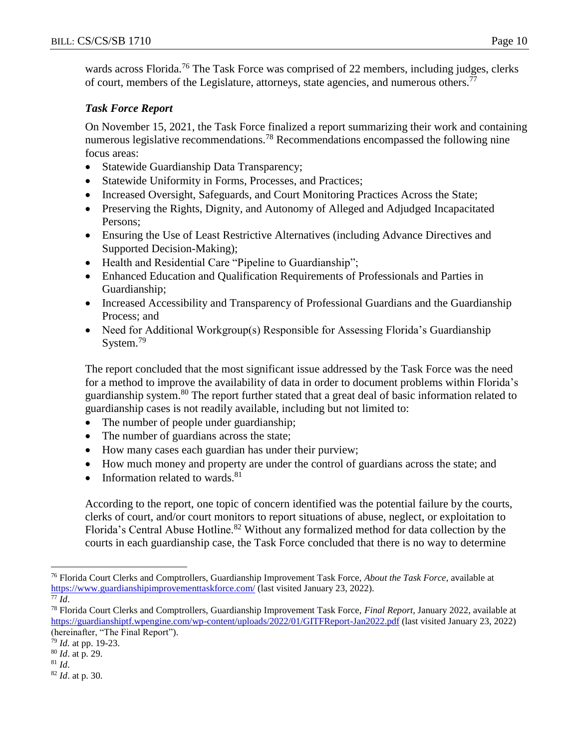wards across Florida.[76] The Task Force was comprised of 22 members, including judges, clerks of court, members of the Legislature, attorneys, state agencies, and numerous others.[77]

***Task Force Report***

On November 15, 2021, the Task Force finalized a report summarizing their work and containing numerous legislative recommendations.[78] Recommendations encompassed the following nine focus areas:

- Statewide Guardianship Data Transparency;
- Statewide Uniformity in Forms, Processes, and Practices;
- Increased Oversight, Safeguards, and Court Monitoring Practices Across the State;
- Preserving the Rights, Dignity, and Autonomy of Alleged and Adjudged Incapacitated Persons;
- Ensuring the Use of Least Restrictive Alternatives (including Advance Directives and Supported Decision-Making);
- Health and Residential Care "Pipeline to Guardianship";
- Enhanced Education and Qualification Requirements of Professionals and Parties in Guardianship;
- Increased Accessibility and Transparency of Professional Guardians and the Guardianship Process; and
- Need for Additional Workgroup(s) Responsible for Assessing Florida's Guardianship System.[79]

The report concluded that the most significant issue addressed by the Task Force was the need for a method to improve the availability of data in order to document problems within Florida's guardianship system.[80] The report further stated that a great deal of basic information related to guardianship cases is not readily available, including but not limited to:

- The number of people under guardianship;
- The number of guardians across the state;
- How many cases each guardian has under their purview;
- How much money and property are under the control of guardians across the state; and
- Information related to wards.[81]

According to the report, one topic of concern identified was the potential failure by the courts, clerks of court, and/or court monitors to report situations of abuse, neglect, or exploitation to Florida's Central Abuse Hotline.[82] Without any formalized method for data collection by the courts in each guardianship case, the Task Force concluded that there is no way to determine

---

[76] Florida Court Clerks and Comptrollers, Guardianship Improvement Task Force, *About the Task Force*, available at https://www.guardianshipimprovementtaskforce.com/ (last visited January 23, 2022).

[77] *Id*.

[78] Florida Court Clerks and Comptrollers, Guardianship Improvement Task Force, *Final Report*, January 2022, available at https://guardianshiptf.wpengine.com/wp-content/uploads/2022/01/GITFReport-Jan2022.pdf (last visited January 23, 2022) (hereinafter, "The Final Report").

[79] *Id.* at pp. 19-23.

[80] *Id*. at p. 29.

[81] *Id*.

[82] *Id*. at p. 30.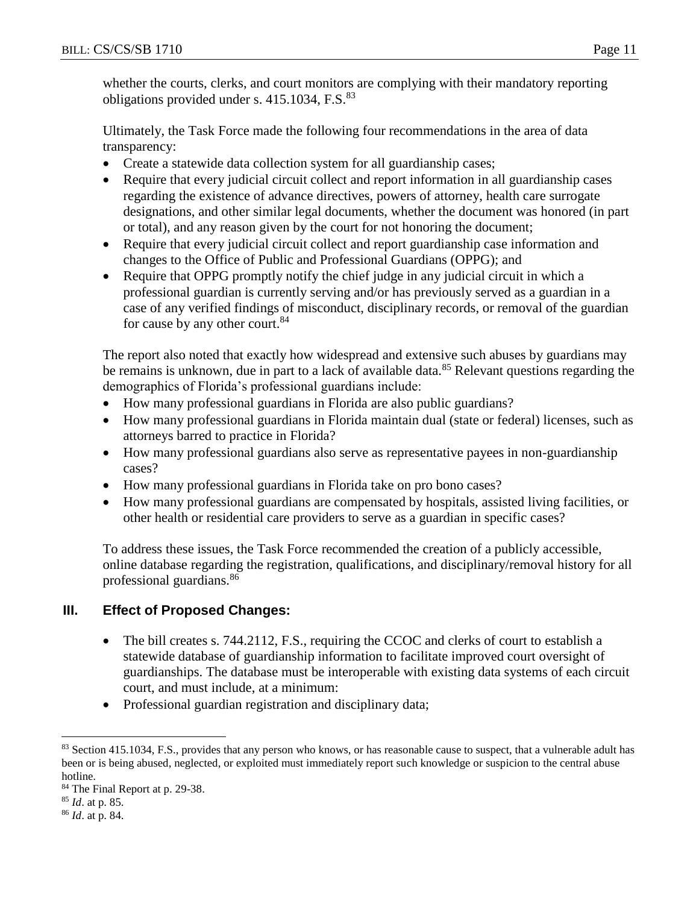whether the courts, clerks, and court monitors are complying with their mandatory reporting obligations provided under s. 415.1034, F.S.[83]

Ultimately, the Task Force made the following four recommendations in the area of data transparency:

- Create a statewide data collection system for all guardianship cases;
- Require that every judicial circuit collect and report information in all guardianship cases regarding the existence of advance directives, powers of attorney, health care surrogate designations, and other similar legal documents, whether the document was honored (in part or total), and any reason given by the court for not honoring the document;
- Require that every judicial circuit collect and report guardianship case information and changes to the Office of Public and Professional Guardians (OPPG); and
- Require that OPPG promptly notify the chief judge in any judicial circuit in which a professional guardian is currently serving and/or has previously served as a guardian in a case of any verified findings of misconduct, disciplinary records, or removal of the guardian for cause by any other court.[84]

The report also noted that exactly how widespread and extensive such abuses by guardians may be remains is unknown, due in part to a lack of available data.[85] Relevant questions regarding the demographics of Florida's professional guardians include:

- How many professional guardians in Florida are also public guardians?
- How many professional guardians in Florida maintain dual (state or federal) licenses, such as attorneys barred to practice in Florida?
- How many professional guardians also serve as representative payees in non-guardianship cases?
- How many professional guardians in Florida take on pro bono cases?
- How many professional guardians are compensated by hospitals, assisted living facilities, or other health or residential care providers to serve as a guardian in specific cases?

To address these issues, the Task Force recommended the creation of a publicly accessible, online database regarding the registration, qualifications, and disciplinary/removal history for all professional guardians.[86]

## III. Effect of Proposed Changes:

- The bill creates s. 744.2112, F.S., requiring the CCOC and clerks of court to establish a statewide database of guardianship information to facilitate improved court oversight of guardianships. The database must be interoperable with existing data systems of each circuit court, and must include, at a minimum:
- Professional guardian registration and disciplinary data;

---

[83] Section 415.1034, F.S., provides that any person who knows, or has reasonable cause to suspect, that a vulnerable adult has been or is being abused, neglected, or exploited must immediately report such knowledge or suspicion to the central abuse hotline.

[84] The Final Report at p. 29-38.

[85] *Id*. at p. 85.

[86] *Id*. at p. 84.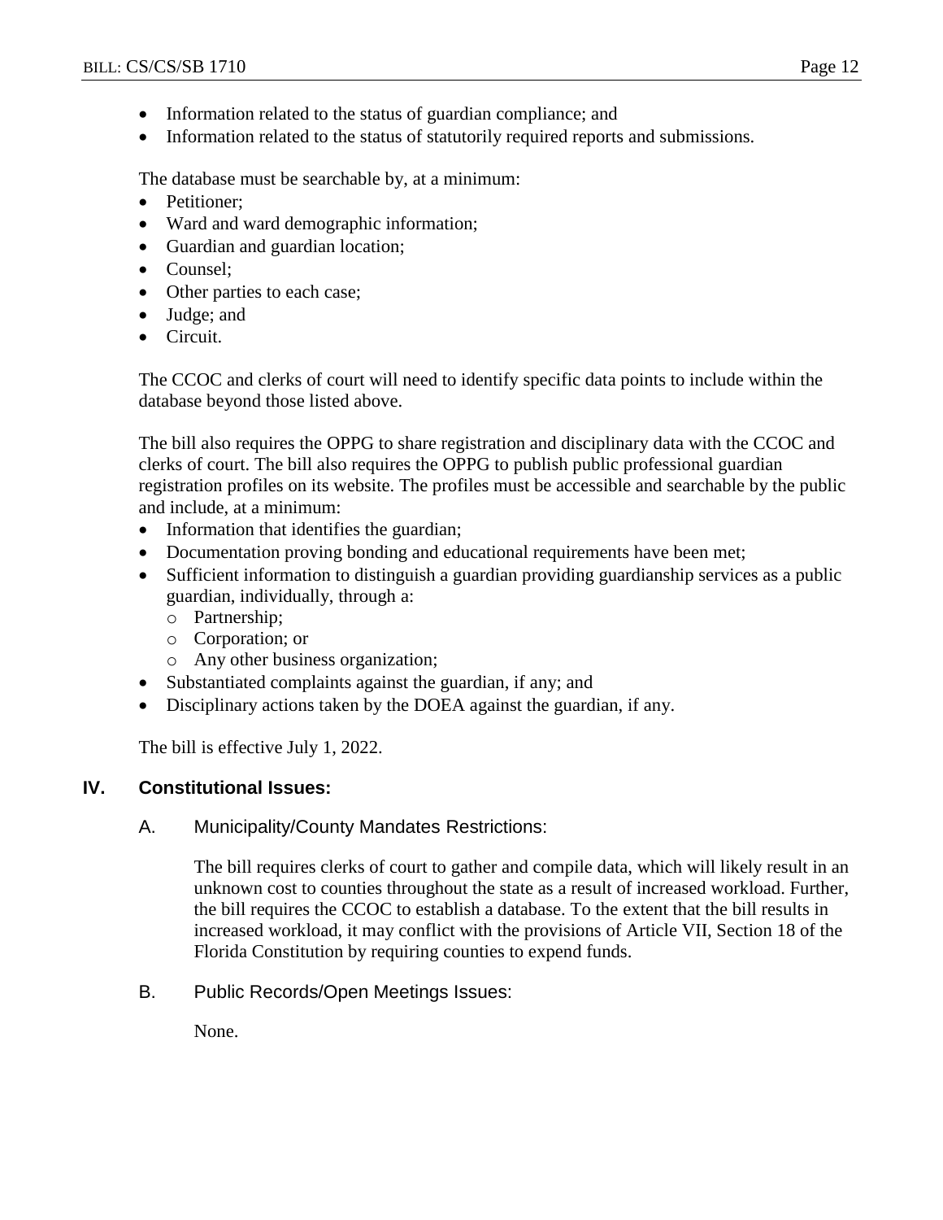- Information related to the status of guardian compliance; and
- Information related to the status of statutorily required reports and submissions.

The database must be searchable by, at a minimum:

- Petitioner;
- Ward and ward demographic information;
- Guardian and guardian location;
- Counsel;
- Other parties to each case;
- Judge; and
- Circuit.

The CCOC and clerks of court will need to identify specific data points to include within the database beyond those listed above.

The bill also requires the OPPG to share registration and disciplinary data with the CCOC and clerks of court. The bill also requires the OPPG to publish public professional guardian registration profiles on its website. The profiles must be accessible and searchable by the public and include, at a minimum:

- Information that identifies the guardian;
- Documentation proving bonding and educational requirements have been met;
- Sufficient information to distinguish a guardian providing guardianship services as a public guardian, individually, through a:
  - Partnership;
  - Corporation; or
  - Any other business organization;
- Substantiated complaints against the guardian, if any; and
- Disciplinary actions taken by the DOEA against the guardian, if any.

The bill is effective July 1, 2022.

## IV. Constitutional Issues:

### A. Municipality/County Mandates Restrictions:

The bill requires clerks of court to gather and compile data, which will likely result in an unknown cost to counties throughout the state as a result of increased workload. Further, the bill requires the CCOC to establish a database. To the extent that the bill results in increased workload, it may conflict with the provisions of Article VII, Section 18 of the Florida Constitution by requiring counties to expend funds.

### B. Public Records/Open Meetings Issues:

None.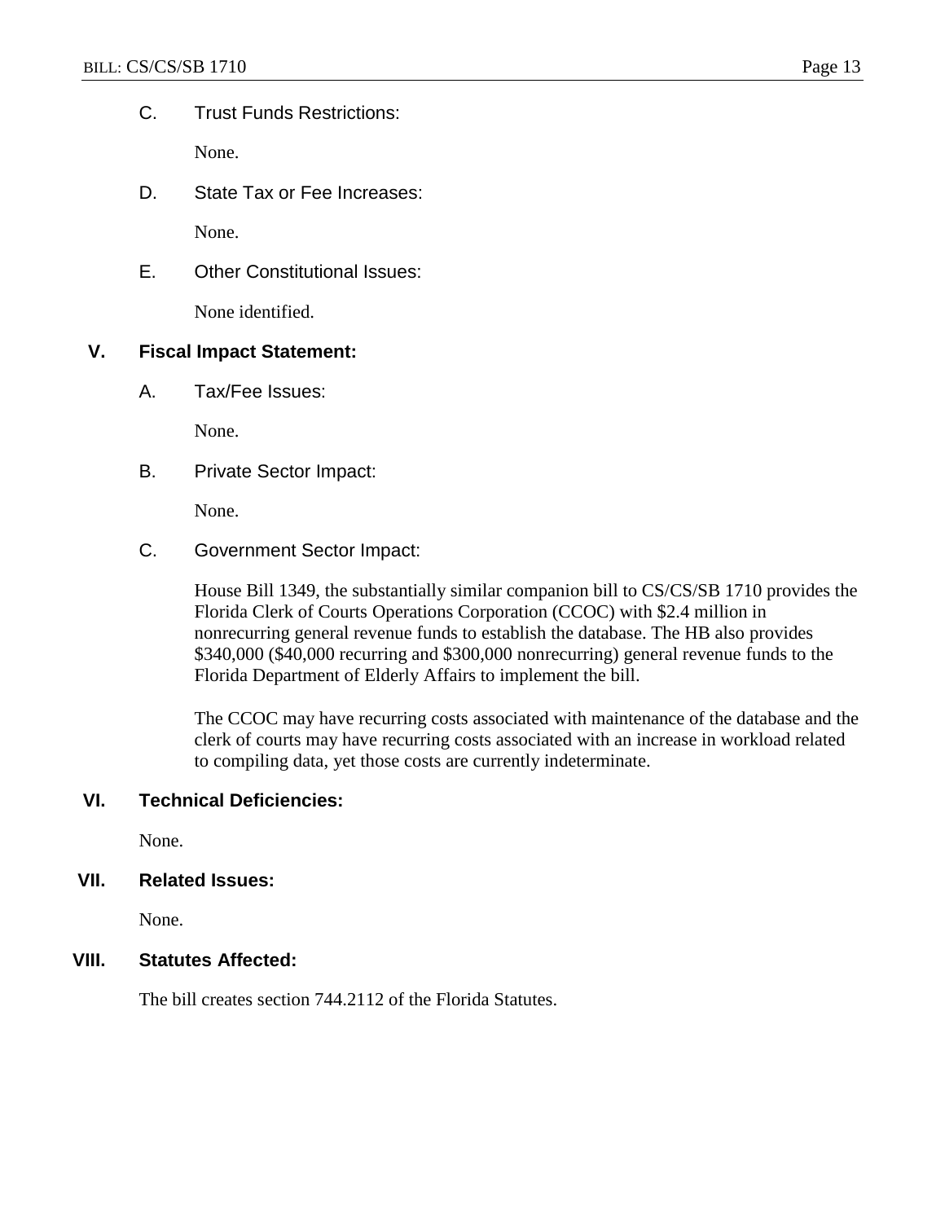C. Trust Funds Restrictions:

None.

D. State Tax or Fee Increases:

None.

E. Other Constitutional Issues:

None identified.

## V. Fiscal Impact Statement:

A. Tax/Fee Issues:

None.

B. Private Sector Impact:

None.

C. Government Sector Impact:

House Bill 1349, the substantially similar companion bill to CS/CS/SB 1710 provides the Florida Clerk of Courts Operations Corporation (CCOC) with $2.4 million in nonrecurring general revenue funds to establish the database. The HB also provides $340,000 ($40,000 recurring and $300,000 nonrecurring) general revenue funds to the Florida Department of Elderly Affairs to implement the bill.

The CCOC may have recurring costs associated with maintenance of the database and the clerk of courts may have recurring costs associated with an increase in workload related to compiling data, yet those costs are currently indeterminate.

## VI. Technical Deficiencies:

None.

## VII. Related Issues:

None.

## VIII. Statutes Affected:

The bill creates section 744.2112 of the Florida Statutes.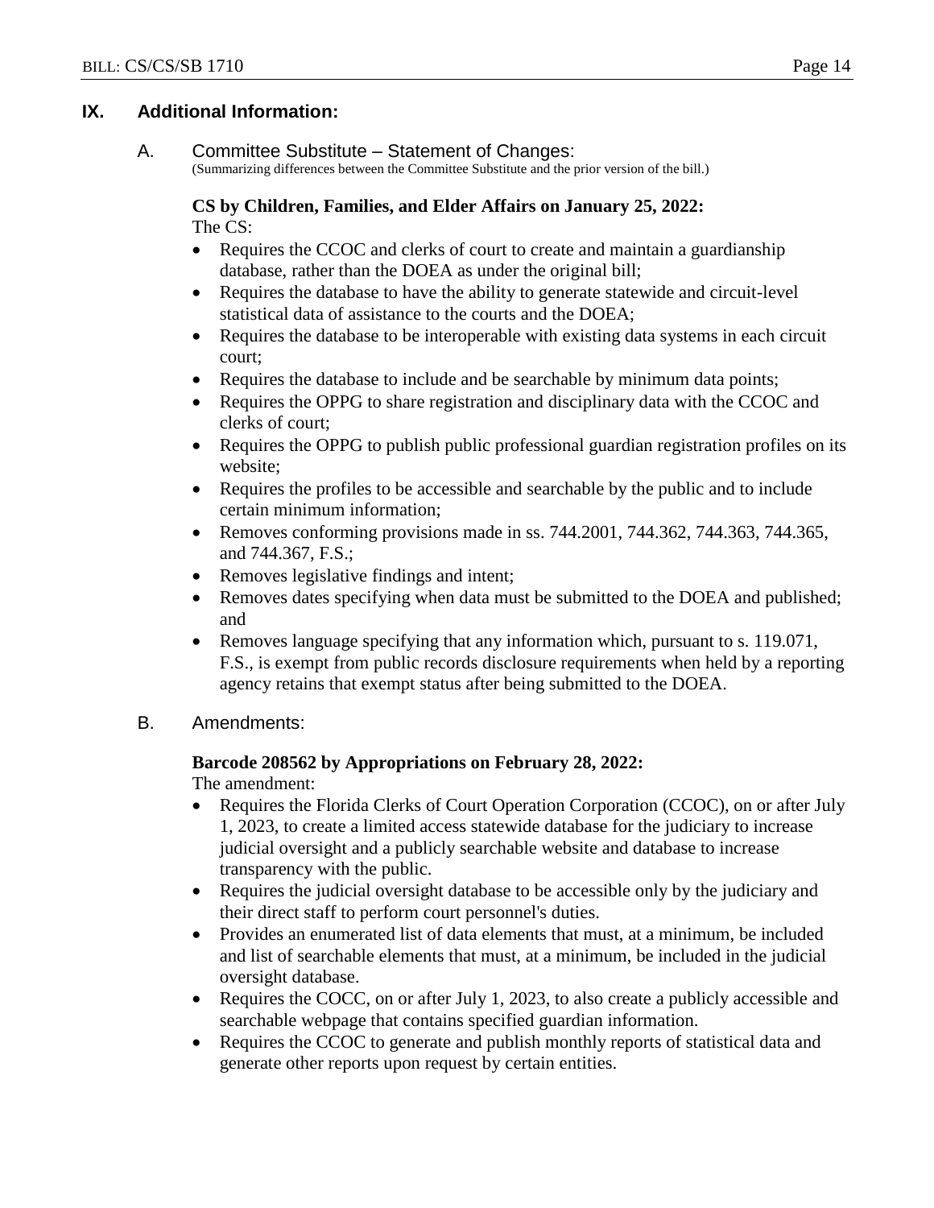## IX. Additional Information:

### A. Committee Substitute – Statement of Changes:

(Summarizing differences between the Committee Substitute and the prior version of the bill.)

**CS by Children, Families, and Elder Affairs on January 25, 2022:**

The CS:

- Requires the CCOC and clerks of court to create and maintain a guardianship database, rather than the DOEA as under the original bill;
- Requires the database to have the ability to generate statewide and circuit-level statistical data of assistance to the courts and the DOEA;
- Requires the database to be interoperable with existing data systems in each circuit court;
- Requires the database to include and be searchable by minimum data points;
- Requires the OPPG to share registration and disciplinary data with the CCOC and clerks of court;
- Requires the OPPG to publish public professional guardian registration profiles on its website;
- Requires the profiles to be accessible and searchable by the public and to include certain minimum information;
- Removes conforming provisions made in ss. 744.2001, 744.362, 744.363, 744.365, and 744.367, F.S.;
- Removes legislative findings and intent;
- Removes dates specifying when data must be submitted to the DOEA and published; and
- Removes language specifying that any information which, pursuant to s. 119.071, F.S., is exempt from public records disclosure requirements when held by a reporting agency retains that exempt status after being submitted to the DOEA.

### B. Amendments:

**Barcode 208562 by Appropriations on February 28, 2022:**

The amendment:

- Requires the Florida Clerks of Court Operation Corporation (CCOC), on or after July 1, 2023, to create a limited access statewide database for the judiciary to increase judicial oversight and a publicly searchable website and database to increase transparency with the public.
- Requires the judicial oversight database to be accessible only by the judiciary and their direct staff to perform court personnel's duties.
- Provides an enumerated list of data elements that must, at a minimum, be included and list of searchable elements that must, at a minimum, be included in the judicial oversight database.
- Requires the COCC, on or after July 1, 2023, to also create a publicly accessible and searchable webpage that contains specified guardian information.
- Requires the CCOC to generate and publish monthly reports of statistical data and generate other reports upon request by certain entities.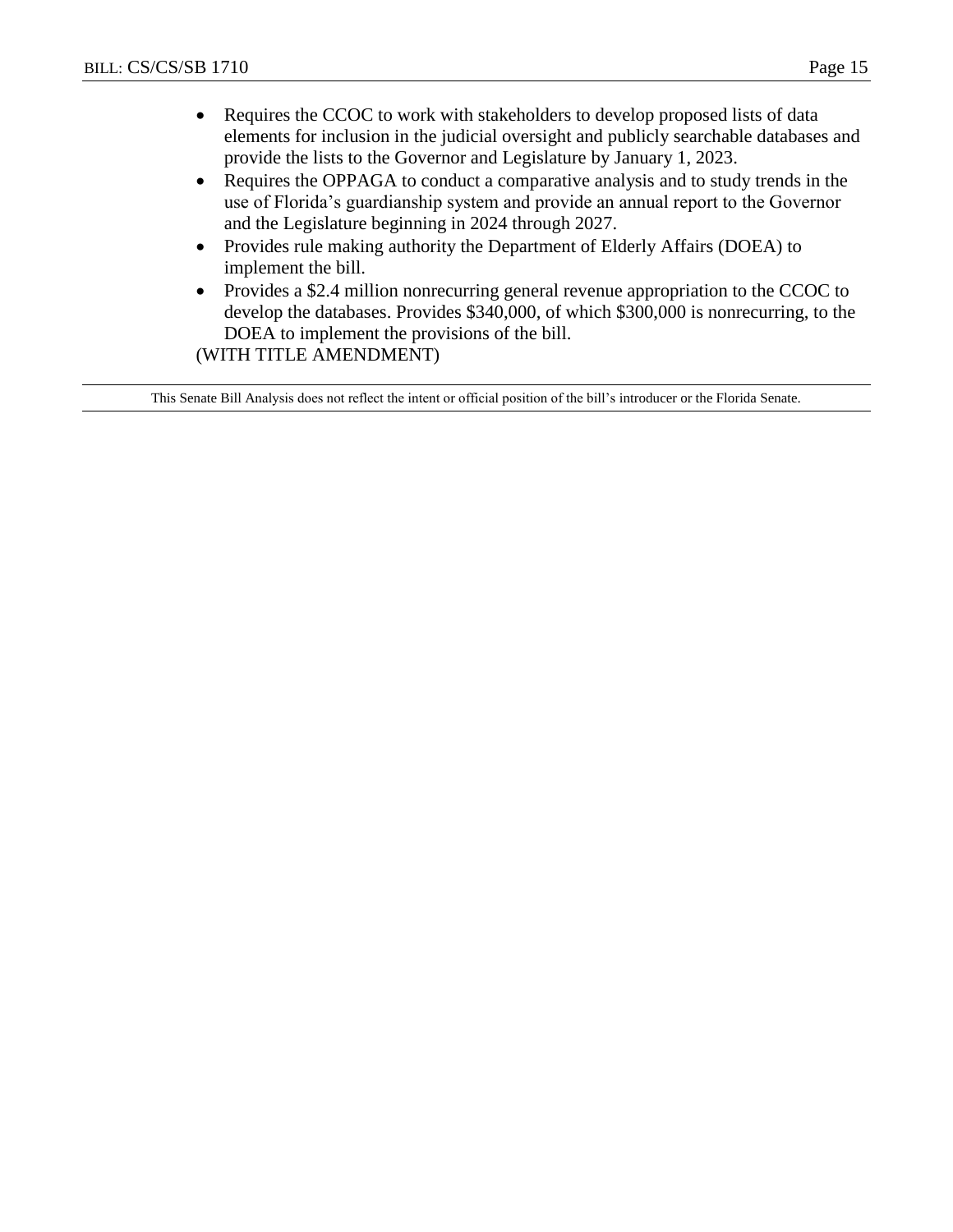- Requires the CCOC to work with stakeholders to develop proposed lists of data elements for inclusion in the judicial oversight and publicly searchable databases and provide the lists to the Governor and Legislature by January 1, 2023.
- Requires the OPPAGA to conduct a comparative analysis and to study trends in the use of Florida's guardianship system and provide an annual report to the Governor and the Legislature beginning in 2024 through 2027.
- Provides rule making authority the Department of Elderly Affairs (DOEA) to implement the bill.
- Provides a $2.4 million nonrecurring general revenue appropriation to the CCOC to develop the databases. Provides $340,000, of which $300,000 is nonrecurring, to the DOEA to implement the provisions of the bill.

(WITH TITLE AMENDMENT)

---

This Senate Bill Analysis does not reflect the intent or official position of the bill's introducer or the Florida Senate.

---